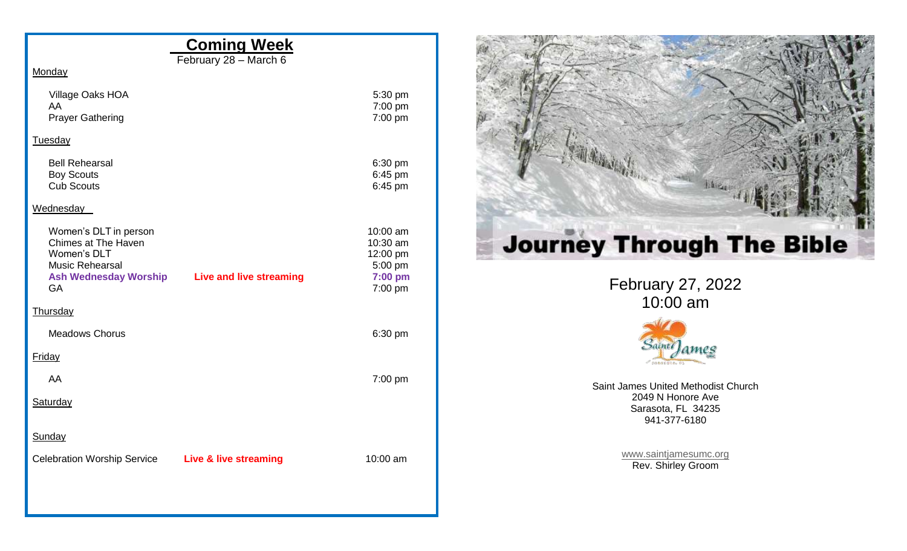## Coming Week

February 28 – March 6

**Monday**

| | | |
|---|---|---|
| Village Oaks HOA | | 5:30 pm |
| AA | | 7:00 pm |
| Prayer Gathering | | 7:00 pm |

**Tuesday**

| | | |
|---|---|---|
| Bell Rehearsal | | 6:30 pm |
| Boy Scouts | | 6:45 pm |
| Cub Scouts | | 6:45 pm |

**Wednesday**

| | | |
|---|---|---|
| Women's DLT in person | | 10:00 am |
| Chimes at The Haven | | 10:30 am |
| Women's DLT | | 12:00 pm |
| Music Rehearsal | | 5:00 pm |
| **Ash Wednesday Worship** | **Live and live streaming** | **7:00 pm** |
| GA | | 7:00 pm |

**Thursday**

| | | |
|---|---|---|
| Meadows Chorus | | 6:30 pm |

**Friday**

| | | |
|---|---|---|
| AA | | 7:00 pm |

**Saturday**

**Sunday**

| | | |
|---|---|---|
| Celebration Worship Service | **Live & live streaming** | 10:00 am |

# Journey Through The Bible

February 27, 2022
10:00 am

Saint James United Methodist Church
2049 N Honore Ave
Sarasota, FL 34235
941-377-6180

www.saintjamesumc.org
Rev. Shirley Groom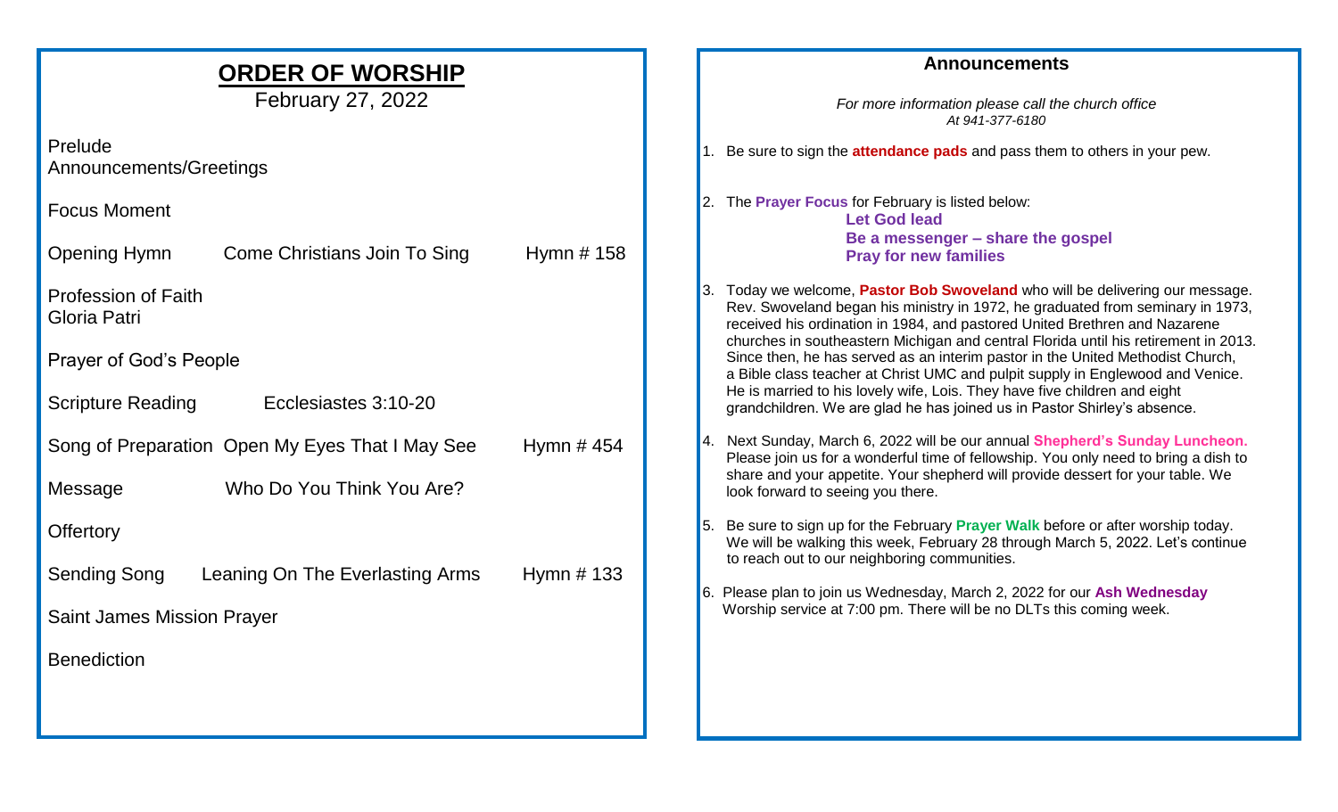# ORDER OF WORSHIP

February 27, 2022

Prelude
Announcements/Greetings

Focus Moment

Opening Hymn — Come Christians Join To Sing — Hymn # 158

Profession of Faith
Gloria Patri

Prayer of God's People

Scripture Reading — Ecclesiastes 3:10-20

Song of Preparation — Open My Eyes That I May See — Hymn # 454

Message — Who Do You Think You Are?

Offertory

Sending Song — Leaning On The Everlasting Arms — Hymn # 133

Saint James Mission Prayer

Benediction

## Announcements

*For more information please call the church office*
*At 941-377-6180*

1. Be sure to sign the **attendance pads** and pass them to others in your pew.

2. The **Prayer Focus** for February is listed below:
   **Let God lead**
   **Be a messenger – share the gospel**
   **Pray for new families**

3. Today we welcome, **Pastor Bob Swoveland** who will be delivering our message. Rev. Swoveland began his ministry in 1972, he graduated from seminary in 1973, received his ordination in 1984, and pastored United Brethren and Nazarene churches in southeastern Michigan and central Florida until his retirement in 2013. Since then, he has served as an interim pastor in the United Methodist Church, a Bible class teacher at Christ UMC and pulpit supply in Englewood and Venice. He is married to his lovely wife, Lois. They have five children and eight grandchildren. We are glad he has joined us in Pastor Shirley's absence.

4. Next Sunday, March 6, 2022 will be our annual **Shepherd's Sunday Luncheon.** Please join us for a wonderful time of fellowship. You only need to bring a dish to share and your appetite. Your shepherd will provide dessert for your table. We look forward to seeing you there.

5. Be sure to sign up for the February **Prayer Walk** before or after worship today. We will be walking this week, February 28 through March 5, 2022. Let's continue to reach out to our neighboring communities.

6. Please plan to join us Wednesday, March 2, 2022 for our **Ash Wednesday** Worship service at 7:00 pm. There will be no DLTs this coming week.